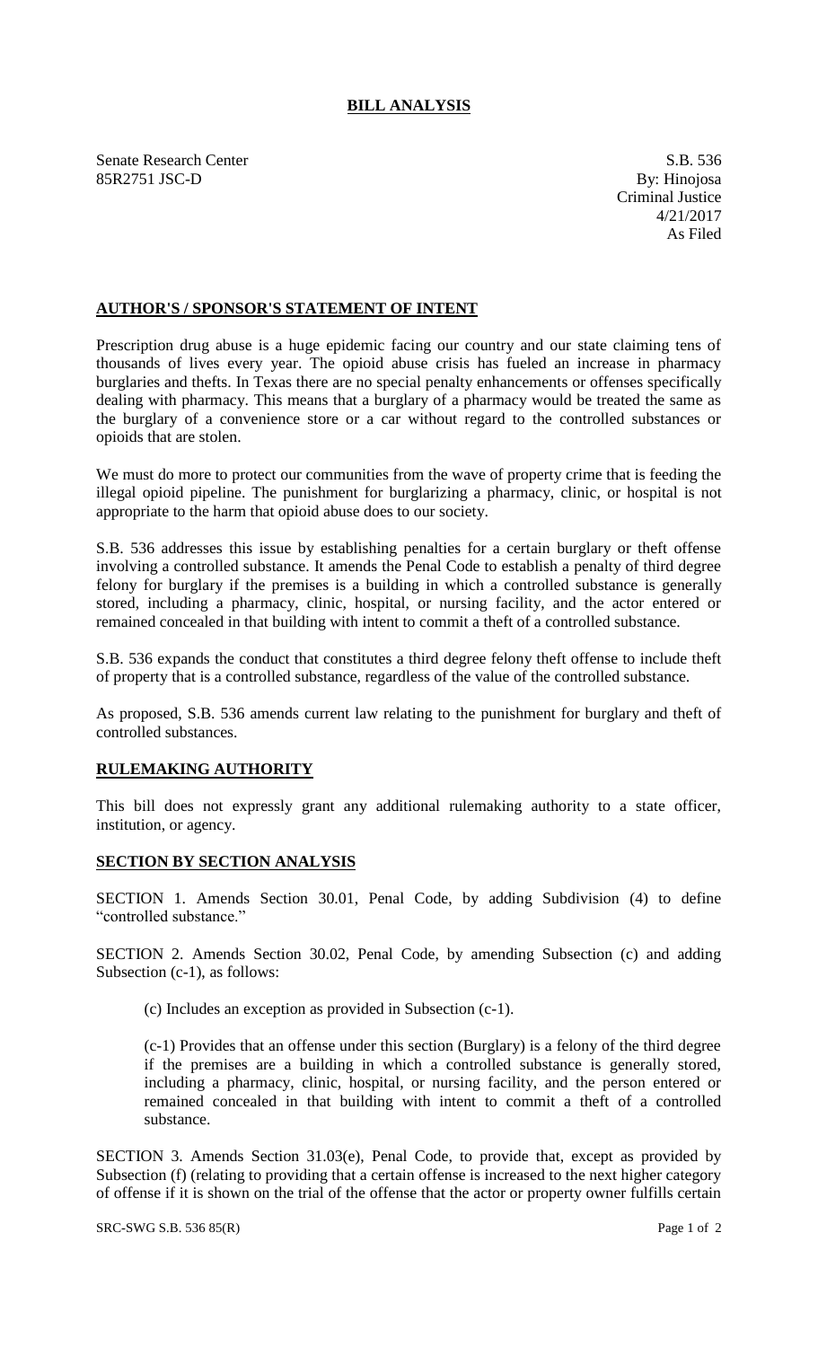# BILL ANALYSIS

Senate Research Center
85R2751 JSC-D

S.B. 536
By: Hinojosa
Criminal Justice
4/21/2017
As Filed

## AUTHOR'S / SPONSOR'S STATEMENT OF INTENT

Prescription drug abuse is a huge epidemic facing our country and our state claiming tens of thousands of lives every year. The opioid abuse crisis has fueled an increase in pharmacy burglaries and thefts. In Texas there are no special penalty enhancements or offenses specifically dealing with pharmacy. This means that a burglary of a pharmacy would be treated the same as the burglary of a convenience store or a car without regard to the controlled substances or opioids that are stolen.

We must do more to protect our communities from the wave of property crime that is feeding the illegal opioid pipeline. The punishment for burglarizing a pharmacy, clinic, or hospital is not appropriate to the harm that opioid abuse does to our society.

S.B. 536 addresses this issue by establishing penalties for a certain burglary or theft offense involving a controlled substance. It amends the Penal Code to establish a penalty of third degree felony for burglary if the premises is a building in which a controlled substance is generally stored, including a pharmacy, clinic, hospital, or nursing facility, and the actor entered or remained concealed in that building with intent to commit a theft of a controlled substance.

S.B. 536 expands the conduct that constitutes a third degree felony theft offense to include theft of property that is a controlled substance, regardless of the value of the controlled substance.

As proposed, S.B. 536 amends current law relating to the punishment for burglary and theft of controlled substances.

## RULEMAKING AUTHORITY

This bill does not expressly grant any additional rulemaking authority to a state officer, institution, or agency.

## SECTION BY SECTION ANALYSIS

SECTION 1. Amends Section 30.01, Penal Code, by adding Subdivision (4) to define "controlled substance."

SECTION 2. Amends Section 30.02, Penal Code, by amending Subsection (c) and adding Subsection (c-1), as follows:

(c) Includes an exception as provided in Subsection (c-1).

(c-1) Provides that an offense under this section (Burglary) is a felony of the third degree if the premises are a building in which a controlled substance is generally stored, including a pharmacy, clinic, hospital, or nursing facility, and the person entered or remained concealed in that building with intent to commit a theft of a controlled substance.

SECTION 3. Amends Section 31.03(e), Penal Code, to provide that, except as provided by Subsection (f) (relating to providing that a certain offense is increased to the next higher category of offense if it is shown on the trial of the offense that the actor or property owner fulfills certain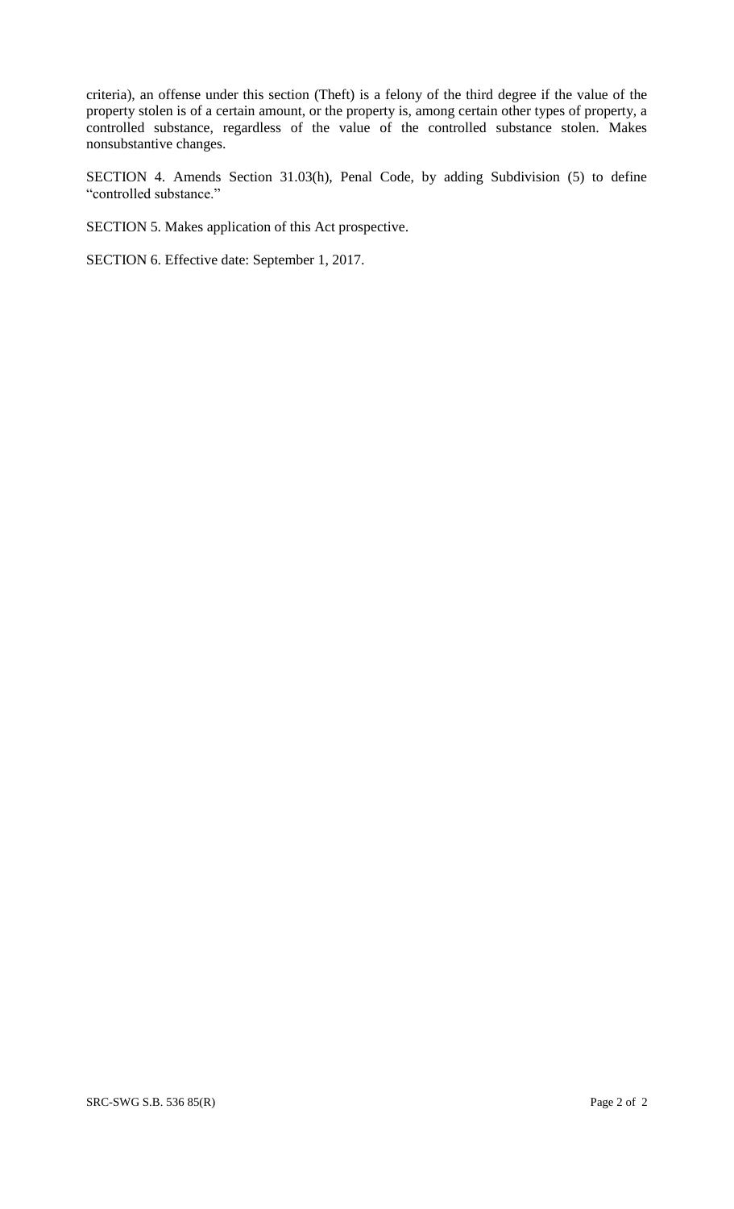criteria), an offense under this section (Theft) is a felony of the third degree if the value of the property stolen is of a certain amount, or the property is, among certain other types of property, a controlled substance, regardless of the value of the controlled substance stolen. Makes nonsubstantive changes.

SECTION 4. Amends Section 31.03(h), Penal Code, by adding Subdivision (5) to define "controlled substance."

SECTION 5. Makes application of this Act prospective.

SECTION 6. Effective date: September 1, 2017.